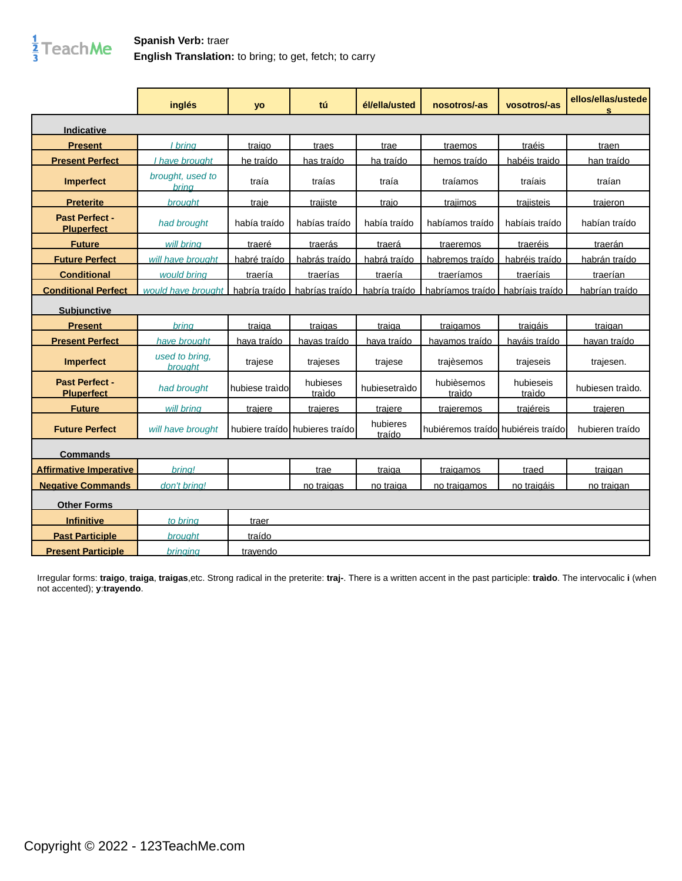**Spanish Verb:** traer
**English Translation:** to bring; to get, fetch; to carry

| | inglés | yo | tú | él/ella/usted | nosotros/-as | vosotros/-as | ellos/ellas/ustedes |
|---|---|---|---|---|---|---|---|
| **Indicative** | | | | | | | |
| **Present** | *I bring* | traigo | traes | trae | traemos | traéis | traen |
| **Present Perfect** | *I have brought* | he traído | has traído | ha traído | hemos traído | habéis traido | han traído |
| **Imperfect** | *brought, used to bring* | traía | traías | traía | traíamos | traíais | traían |
| **Preterite** | *brought* | traje | trajiste | trajo | trajimos | trajisteis | trajeron |
| **Past Perfect - Pluperfect** | *had brought* | había traído | habías traído | había traído | habíamos traído | habíais traído | habían traído |
| **Future** | *will bring* | traeré | traerás | traerá | traeremos | traeréis | traerán |
| **Future Perfect** | *will have brought* | habré traído | habrás traído | habrá traído | habremos traído | habréis traído | habrán traído |
| **Conditional** | *would bring* | traería | traerías | traería | traeríamos | traeríais | traerían |
| **Conditional Perfect** | *would have brought* | habría traído | habrías traído | habría traído | habríamos traído | habríais traído | habrían traído |
| **Subjunctive** | | | | | | | |
| **Present** | *bring* | traiga | traigas | traiga | traigamos | traigáis | traigan |
| **Present Perfect** | *have brought* | haya traído | hayas traído | haya traído | hayamos traído | hayáis traído | hayan traído |
| **Imperfect** | *used to bring, brought* | trajese | trajeses | trajese | trajèsemos | trajeseis | trajesen. |
| **Past Perfect - Pluperfect** | *had brought* | hubiese traìdo | hubieses traìdo | hubiesetraìdo | hubièsemos traìdo | hubieseis traìdo | hubiesen traìdo. |
| **Future** | *will bring* | trajere | trajeres | trajere | trajeremos | trajéreis | trajeren |
| **Future Perfect** | *will have brought* | hubiere traído | hubieres traído | hubieres traído | hubiéremos traído | hubiéreis traído | hubieren traído |
| **Commands** | | | | | | | |
| **Affirmative Imperative** | *bring!* | | trae | traiga | traigamos | traed | traigan |
| **Negative Commands** | *don't bring!* | | no traigas | no traiga | no traigamos | no traigáis | no traigan |
| **Other Forms** | | | | | | | |
| **Infinitive** | *to bring* | traer | | | | | |
| **Past Participle** | *brought* | traído | | | | | |
| **Present Participle** | *bringing* | trayendo | | | | | |

Irregular forms: **traigo**, **traiga**, **traigas**,etc. Strong radical in the preterite: **traj-**. There is a written accent in the past participle: **traìdo**. The intervocalic **i** (when not accented); **y**:**trayendo**.

Copyright © 2022 - 123TeachMe.com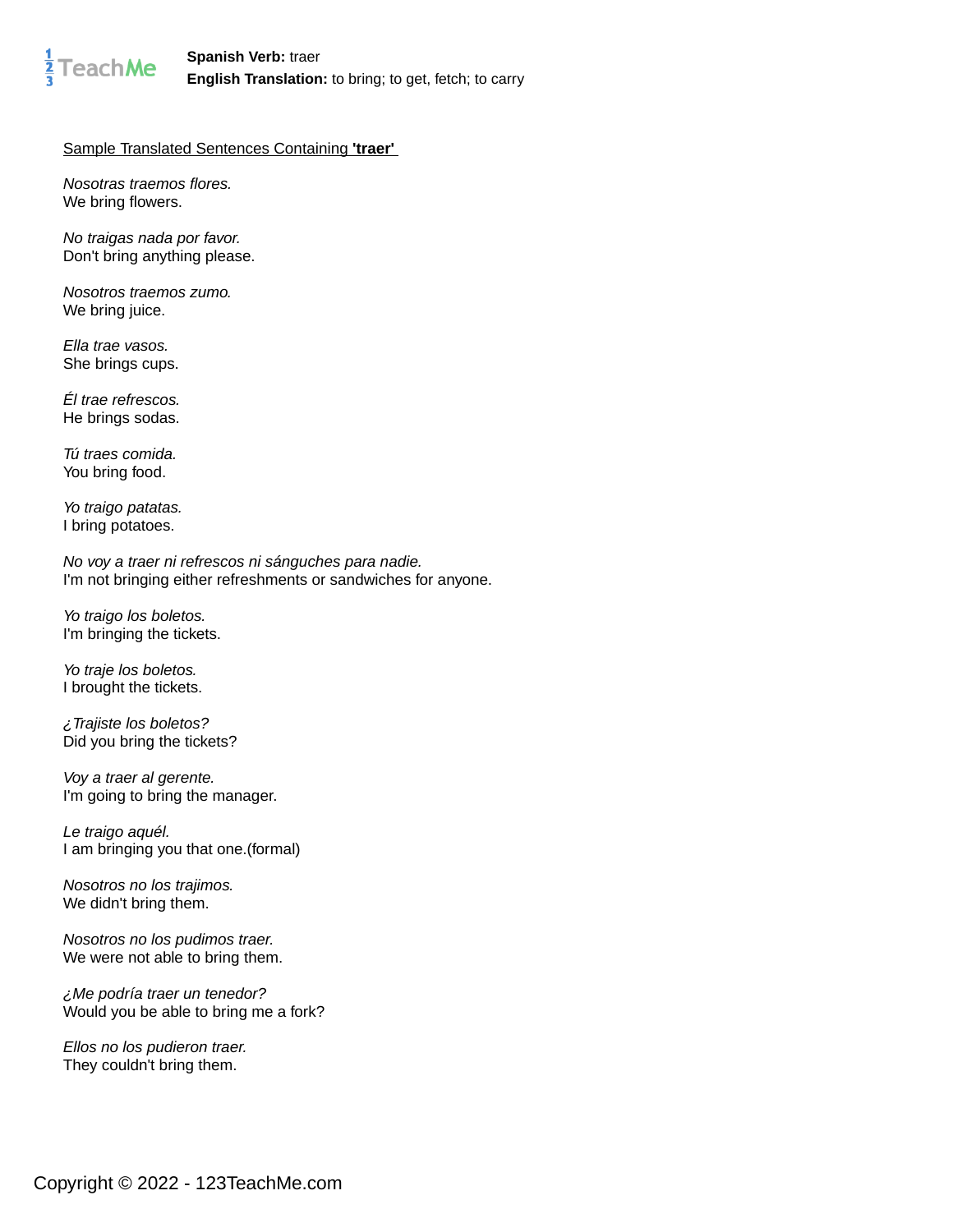**Spanish Verb:** traer
**English Translation:** to bring; to get, fetch; to carry

Sample Translated Sentences Containing **'traer'**

*Nosotras traemos flores.*
We bring flowers.

*No traigas nada por favor.*
Don't bring anything please.

*Nosotros traemos zumo.*
We bring juice.

*Ella trae vasos.*
She brings cups.

*Él trae refrescos.*
He brings sodas.

*Tú traes comida.*
You bring food.

*Yo traigo patatas.*
I bring potatoes.

*No voy a traer ni refrescos ni sánguches para nadie.*
I'm not bringing either refreshments or sandwiches for anyone.

*Yo traigo los boletos.*
I'm bringing the tickets.

*Yo traje los boletos.*
I brought the tickets.

*¿Trajiste los boletos?*
Did you bring the tickets?

*Voy a traer al gerente.*
I'm going to bring the manager.

*Le traigo aquél.*
I am bringing you that one.(formal)

*Nosotros no los trajimos.*
We didn't bring them.

*Nosotros no los pudimos traer.*
We were not able to bring them.

*¿Me podría traer un tenedor?*
Would you be able to bring me a fork?

*Ellos no los pudieron traer.*
They couldn't bring them.